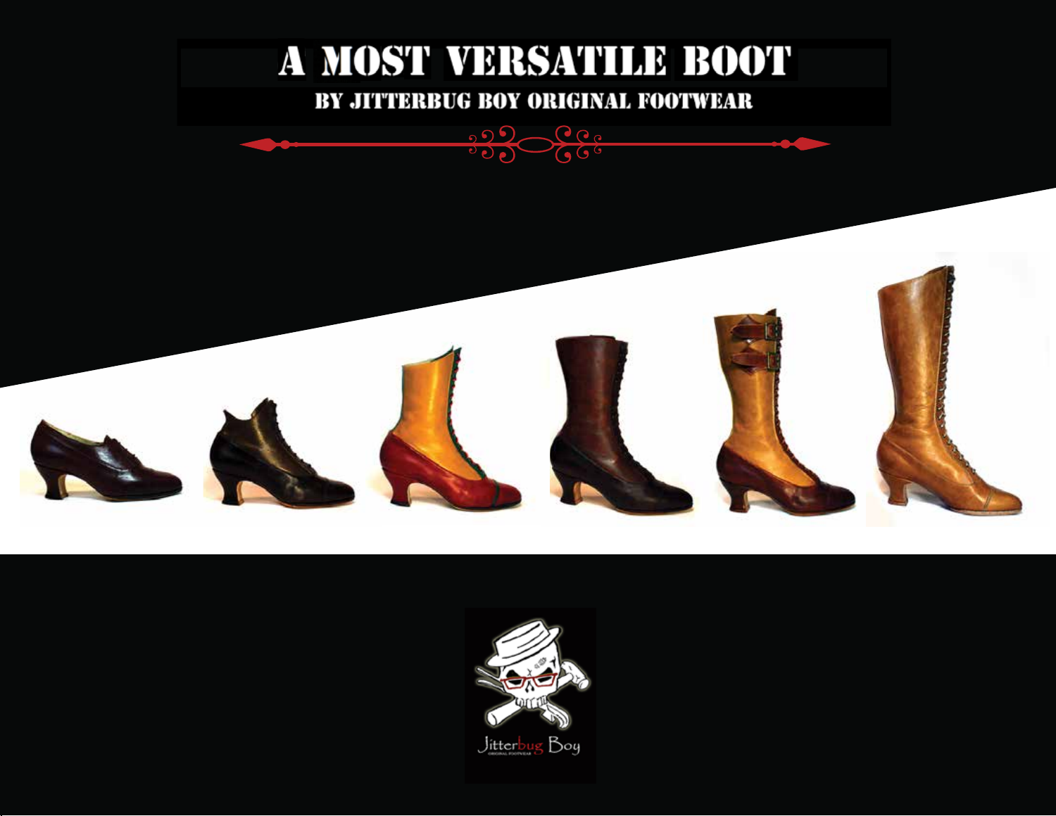# A MOST VERSATILE BOOT

## BY JITTERBUG BOY ORIGINAL FOOTWEAR

Jitterbug Boy
ORIGINAL FOOTWEAR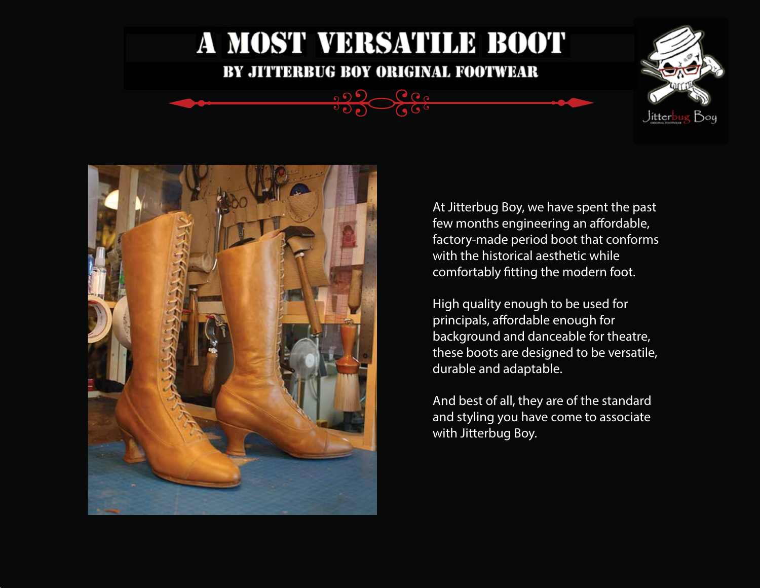# A MOST VERSATILE BOOT

## BY JITTERBUG BOY ORIGINAL FOOTWEAR

At Jitterbug Boy, we have spent the past few months engineering an affordable, factory-made period boot that conforms with the historical aesthetic while comfortably fitting the modern foot.

High quality enough to be used for principals, affordable enough for background and danceable for theatre, these boots are designed to be versatile, durable and adaptable.

And best of all, they are of the standard and styling you have come to associate with Jitterbug Boy.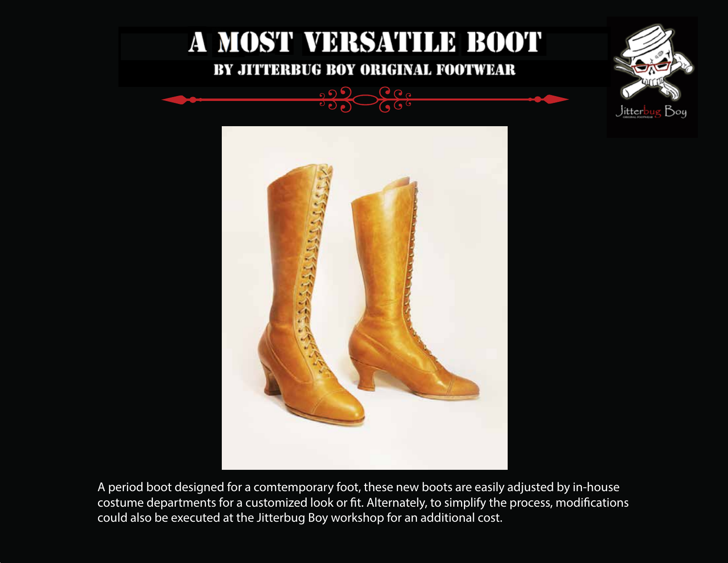# A MOST VERSATILE BOOT

## BY JITTERBUG BOY ORIGINAL FOOTWEAR

A period boot designed for a comtemporary foot, these new boots are easily adjusted by in-house costume departments for a customized look or fit. Alternately, to simplify the process, modifications could also be executed at the Jitterbug Boy workshop for an additional cost.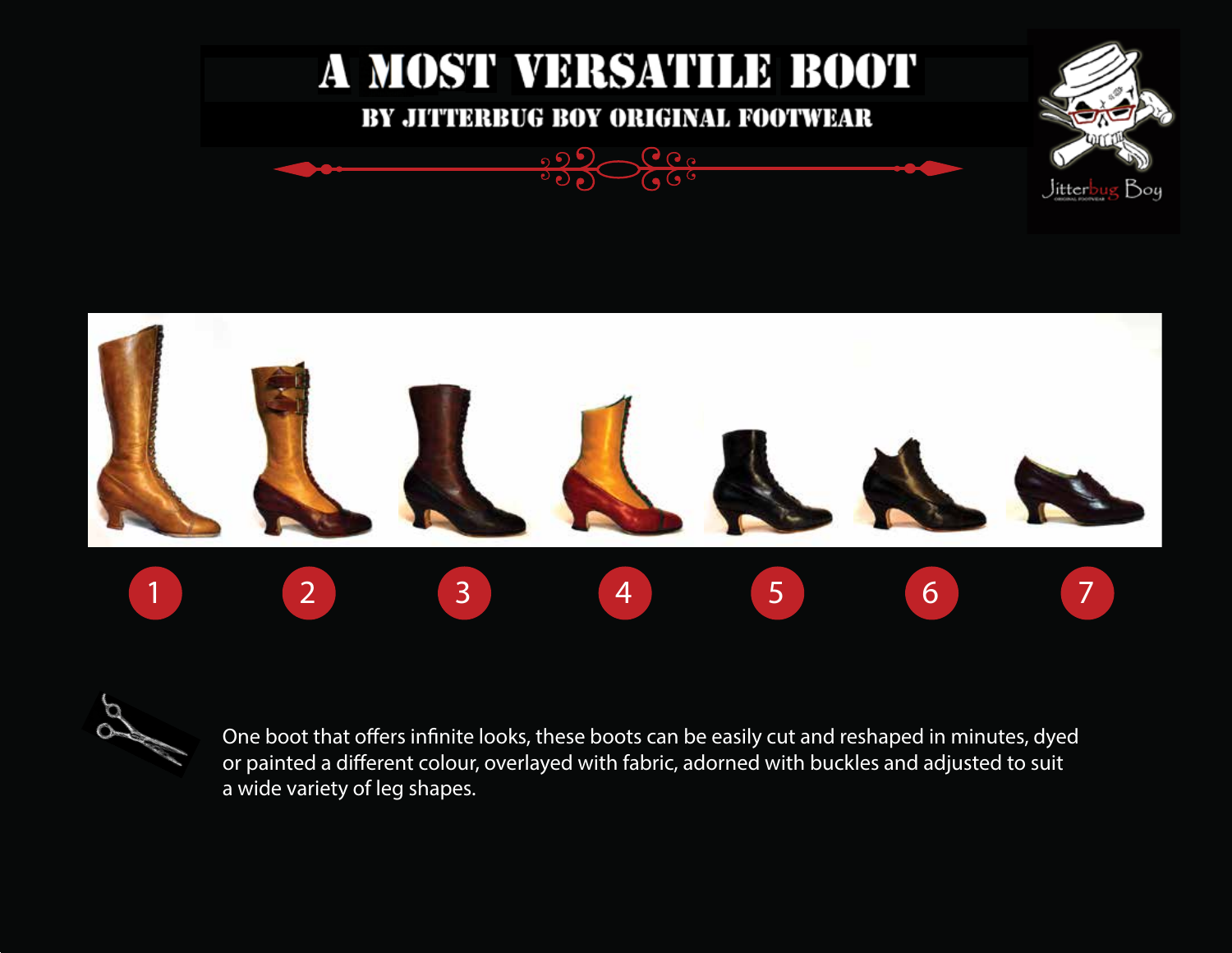# A MOST VERSATILE BOOT

## BY JITTERBUG BOY ORIGINAL FOOTWEAR

1 2 3 4 5 6 7

One boot that offers infinite looks, these boots can be easily cut and reshaped in minutes, dyed or painted a different colour, overlayed with fabric, adorned with buckles and adjusted to suit a wide variety of leg shapes.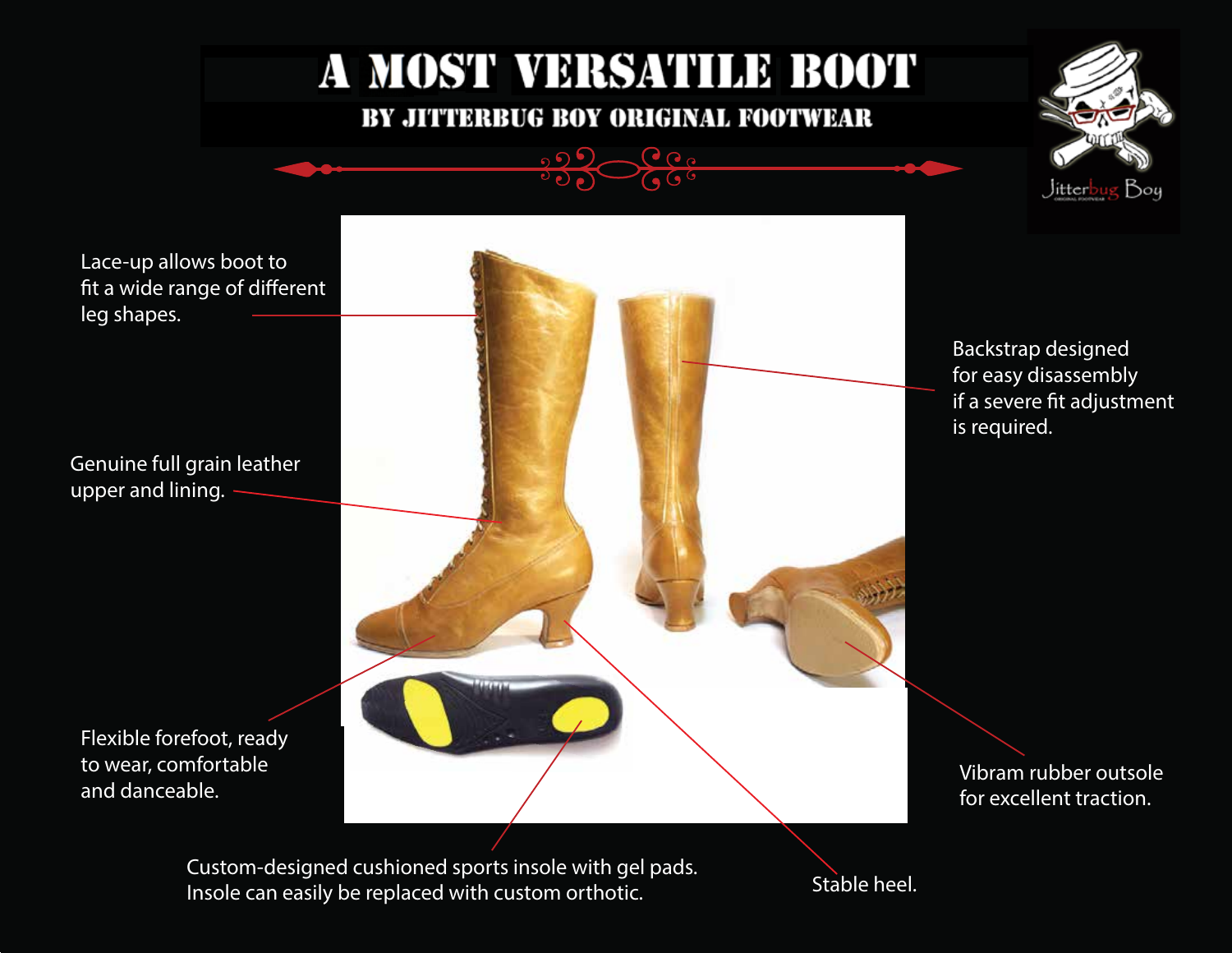# A MOST VERSATILE BOOT

## BY JITTERBUG BOY ORIGINAL FOOTWEAR

Jitterbug Boy

Lace-up allows boot to fit a wide range of different leg shapes.

Backstrap designed for easy disassembly if a severe fit adjustment is required.

Genuine full grain leather upper and lining.

Flexible forefoot, ready to wear, comfortable and danceable.

Vibram rubber outsole for excellent traction.

Custom-designed cushioned sports insole with gel pads. Insole can easily be replaced with custom orthotic.

Stable heel.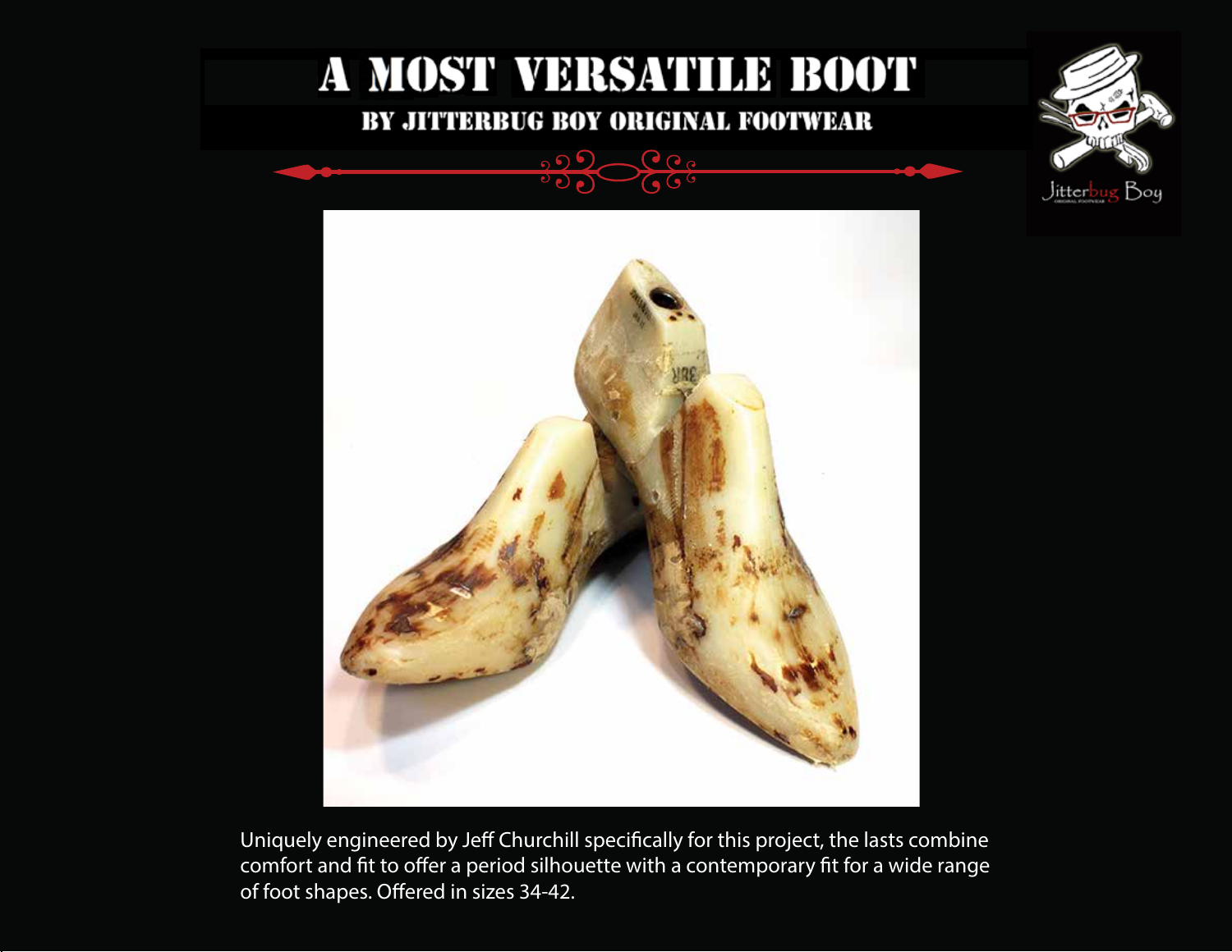# A MOST VERSATILE BOOT

## BY JITTERBUG BOY ORIGINAL FOOTWEAR

Uniquely engineered by Jeff Churchill specifically for this project, the lasts combine comfort and fit to offer a period silhouette with a contemporary fit for a wide range of foot shapes. Offered in sizes 34-42.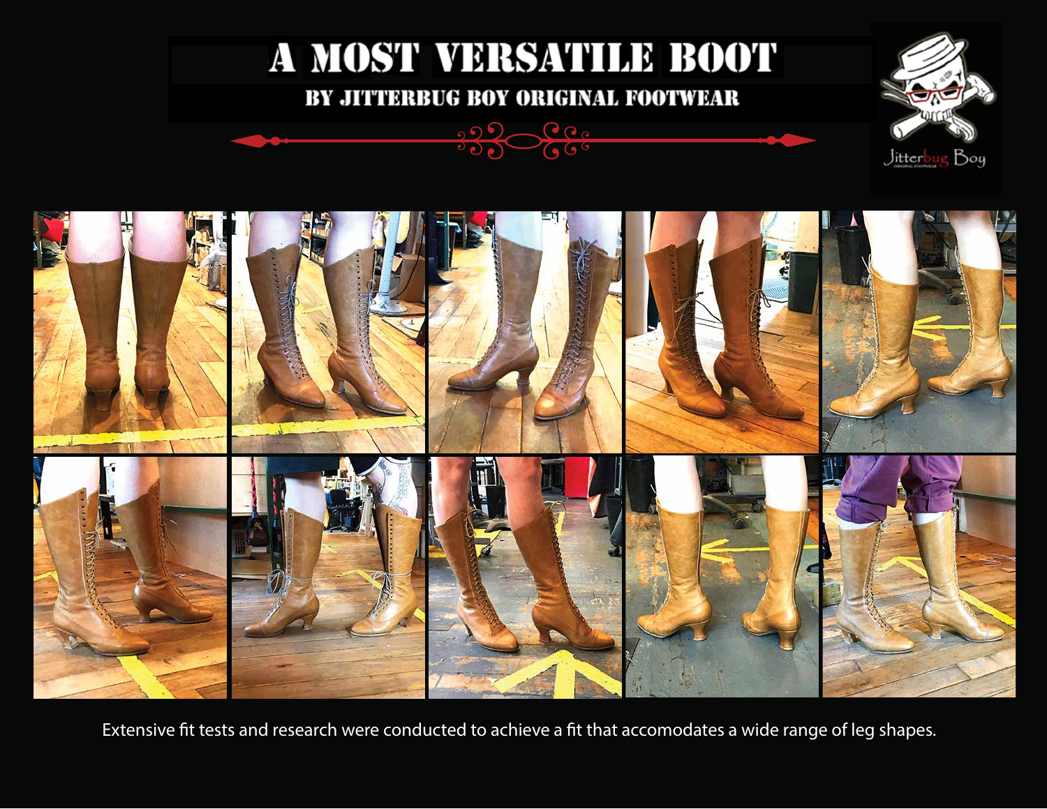# A MOST VERSATILE BOOT

## BY JITTERBUG BOY ORIGINAL FOOTWEAR

Extensive fit tests and research were conducted to achieve a fit that accomodates a wide range of leg shapes.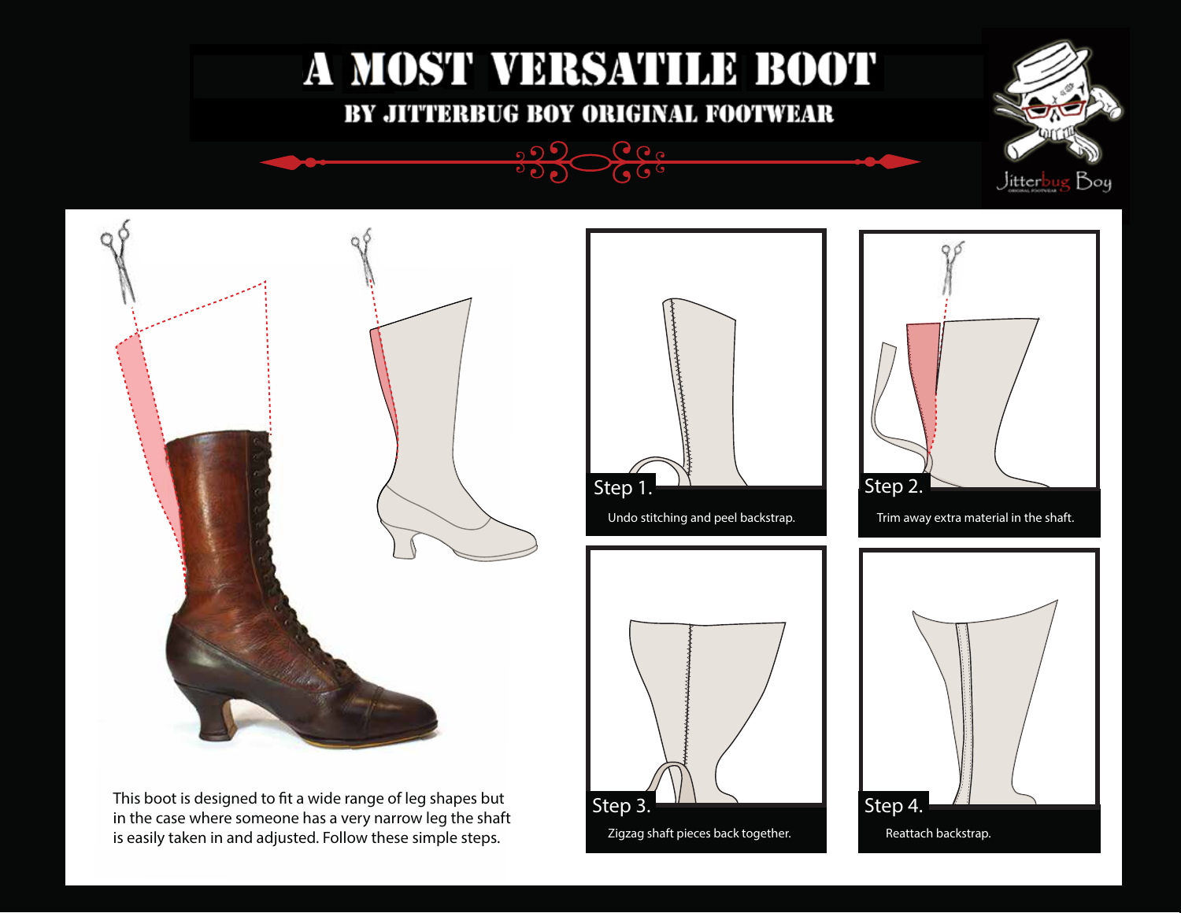# A MOST VERSATILE BOOT

## BY JITTERBUG BOY ORIGINAL FOOTWEAR

Jitterbug Boy

This boot is designed to fit a wide range of leg shapes but in the case where someone has a very narrow leg the shaft is easily taken in and adjusted. Follow these simple steps.

**Step 1.** Undo stitching and peel backstrap.

**Step 2.** Trim away extra material in the shaft.

**Step 3.** Zigzag shaft pieces back together.

**Step 4.** Reattach backstrap.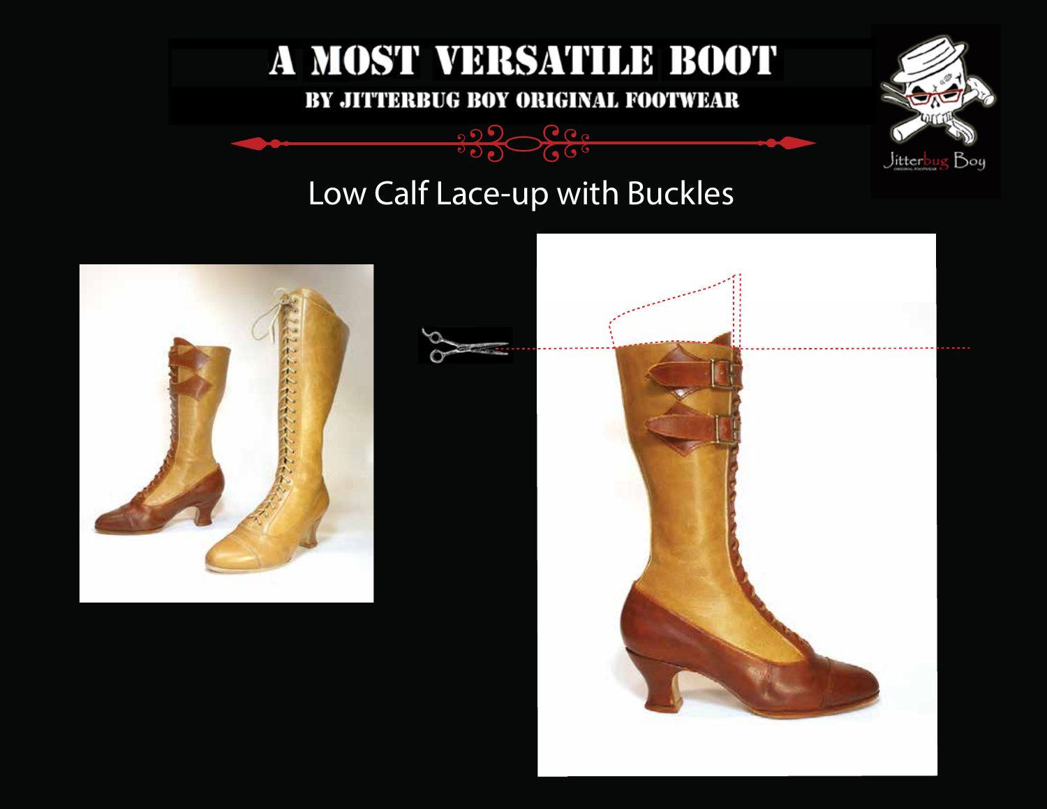# A MOST VERSATILE BOOT

## BY JITTERBUG BOY ORIGINAL FOOTWEAR

Low Calf Lace-up with Buckles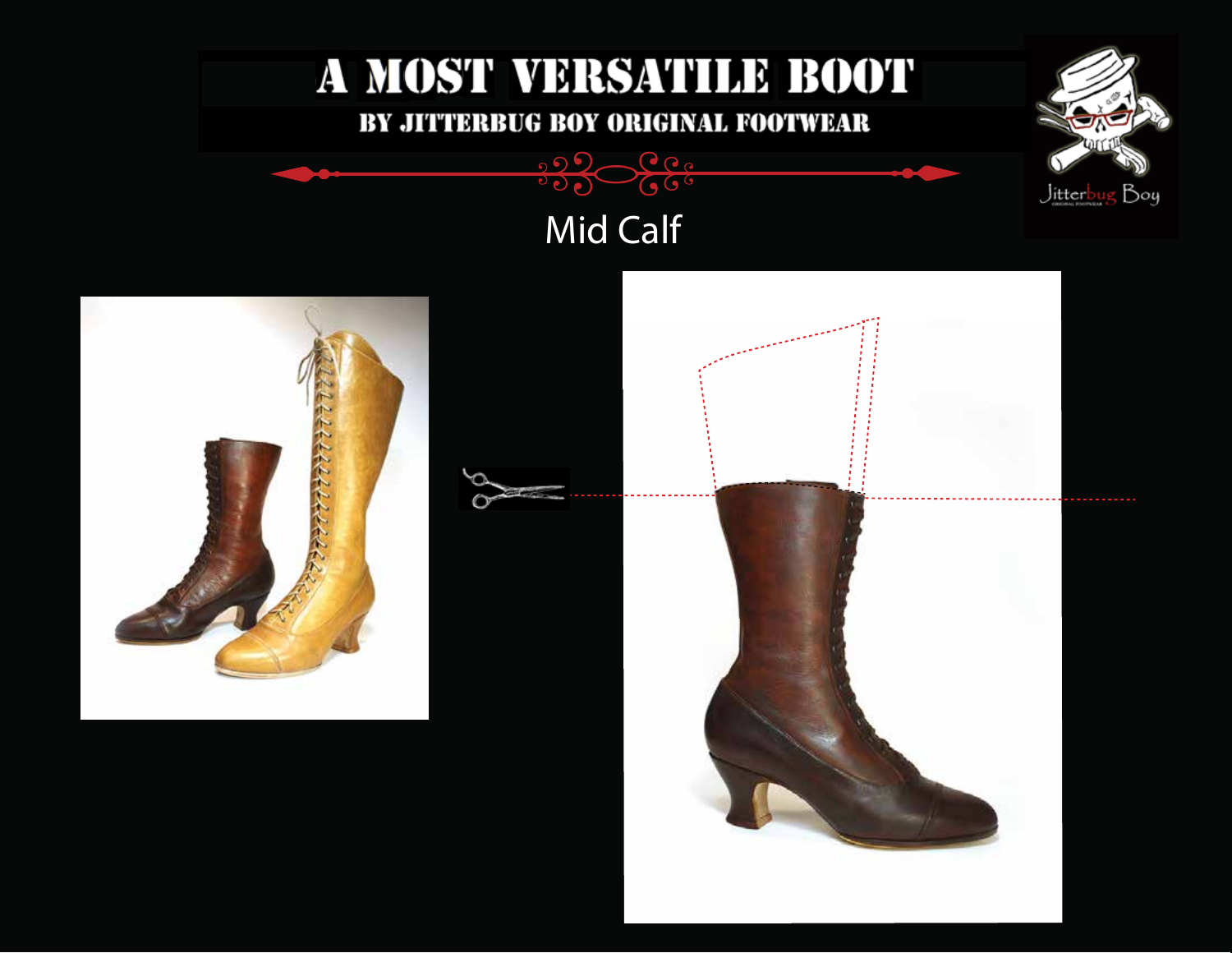# A MOST VERSATILE BOOT

## BY JITTERBUG BOY ORIGINAL FOOTWEAR

Mid Calf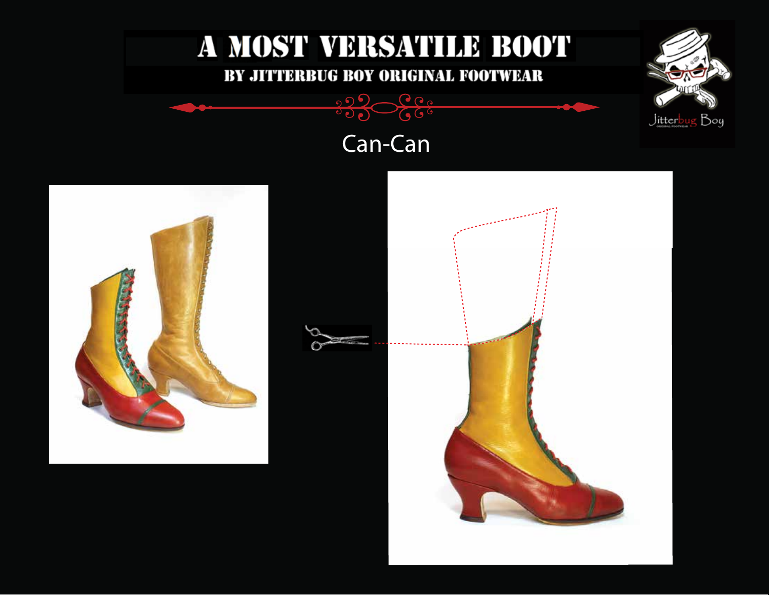# A MOST VERSATILE BOOT

## BY JITTERBUG BOY ORIGINAL FOOTWEAR

Can-Can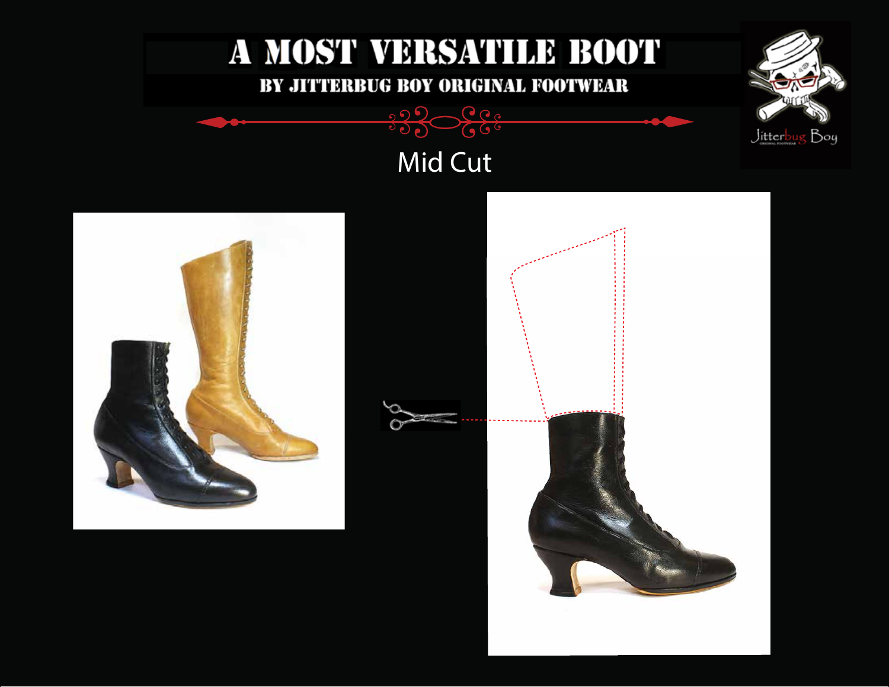# A MOST VERSATILE BOOT

## BY JITTERBUG BOY ORIGINAL FOOTWEAR

Mid Cut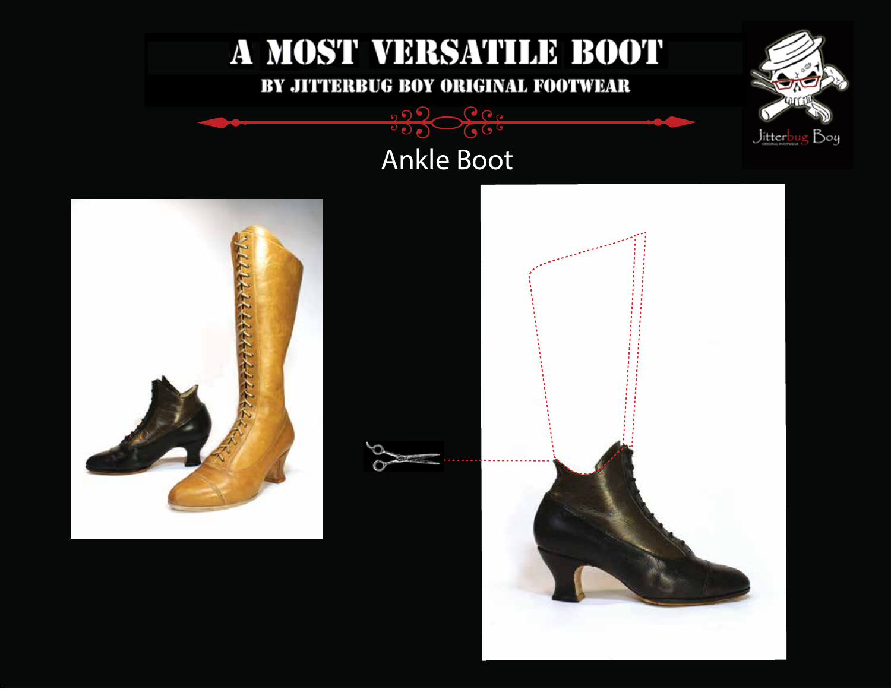# A MOST VERSATILE BOOT

## BY JITTERBUG BOY ORIGINAL FOOTWEAR

Ankle Boot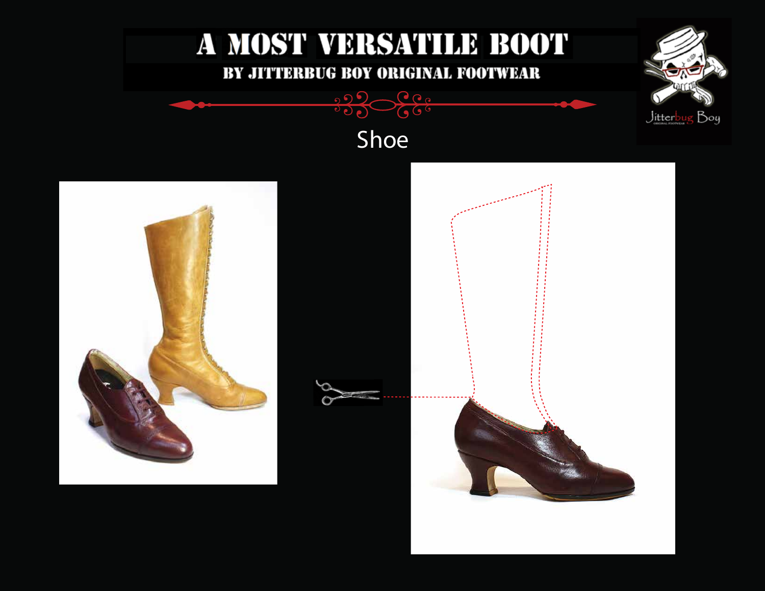# A MOST VERSATILE BOOT

## BY JITTERBUG BOY ORIGINAL FOOTWEAR

Shoe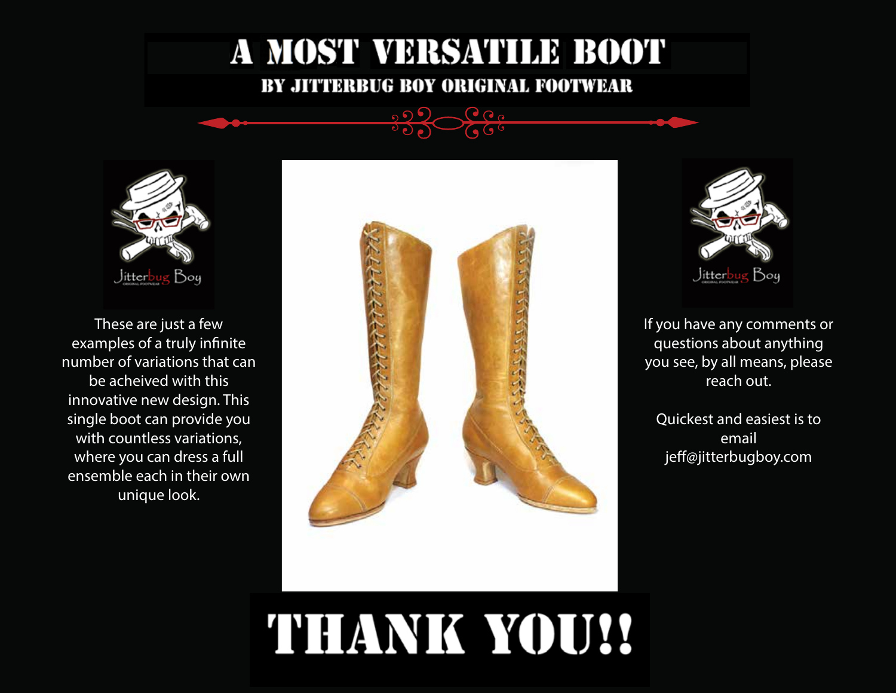# A MOST VERSATILE BOOT

## BY JITTERBUG BOY ORIGINAL FOOTWEAR

These are just a few examples of a truly infinite number of variations that can be acheived with this innovative new design. This single boot can provide you with countless variations, where you can dress a full ensemble each in their own unique look.

If you have any comments or questions about anything you see, by all means, please reach out.

Quickest and easiest is to email jeff@jitterbugboy.com

# THANK YOU!!